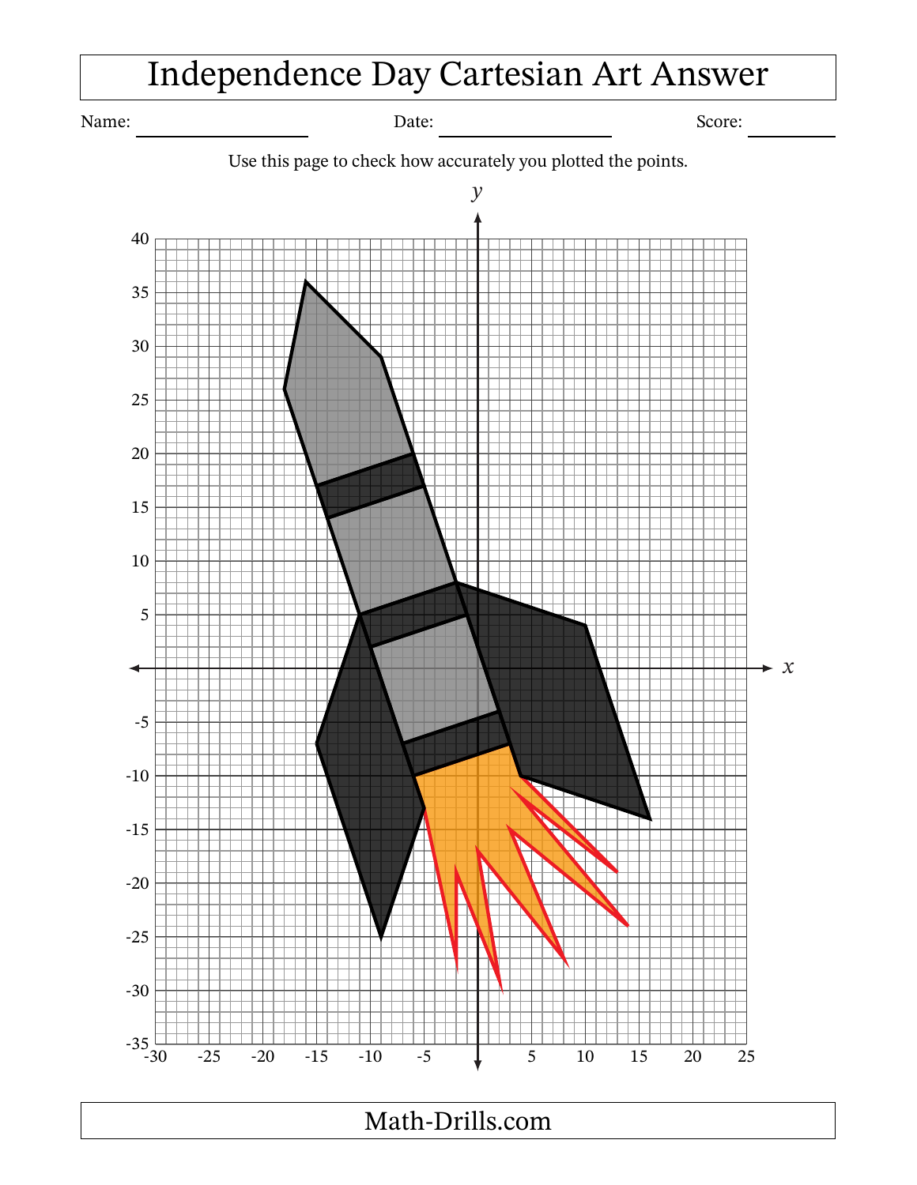# Independence Day Cartesian Art Answer

Name: ____________________ Date: ____________________ Score: __________

Use this page to check how accurately you plotted the points.

Math-Drills.com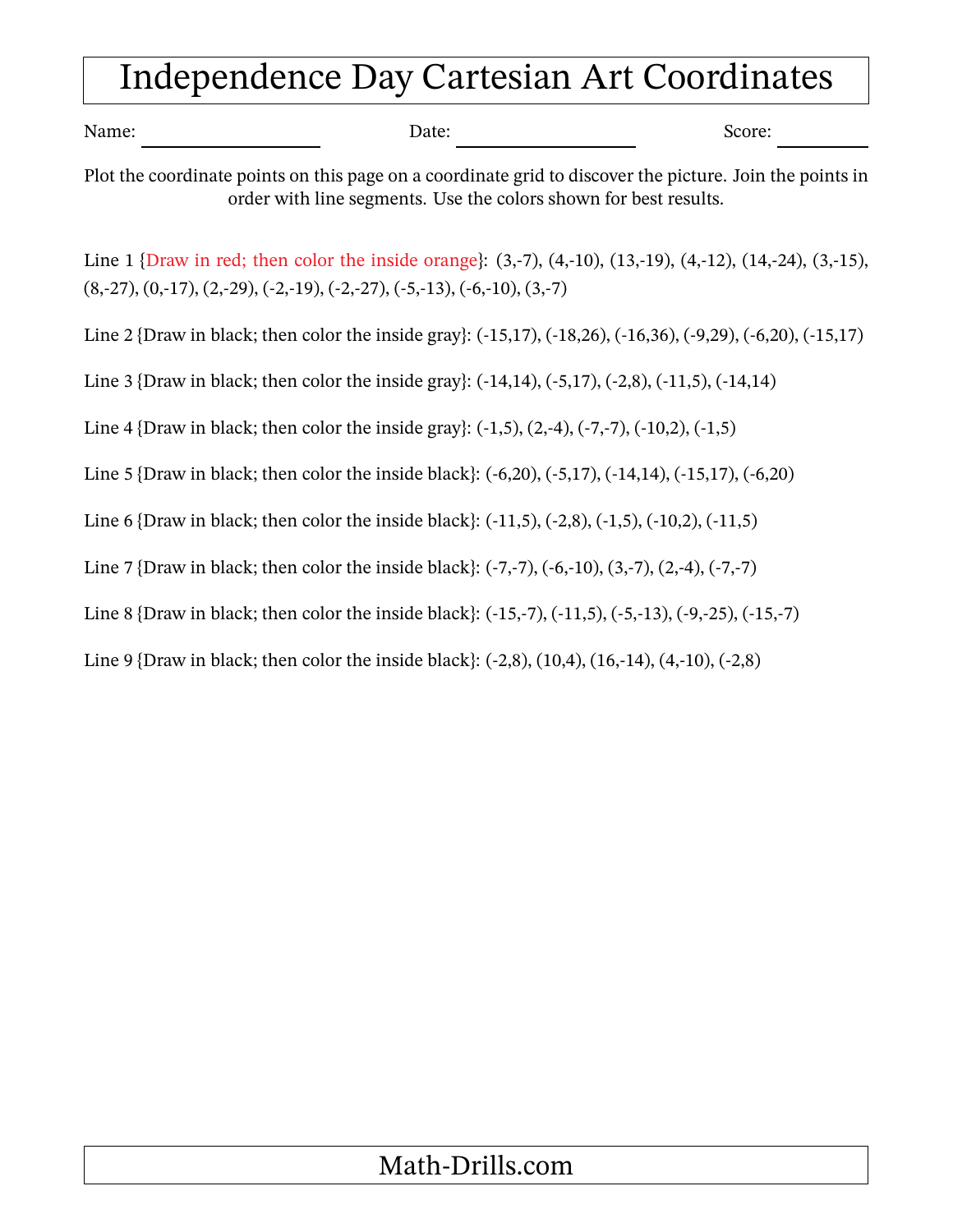# Independence Day Cartesian Art Coordinates

Name: ____________________ Date: ____________________ Score: __________

Plot the coordinate points on this page on a coordinate grid to discover the picture. Join the points in order with line segments. Use the colors shown for best results.

Line 1 {Draw in red; then color the inside orange}: (3,-7), (4,-10), (13,-19), (4,-12), (14,-24), (3,-15), (8,-27), (0,-17), (2,-29), (-2,-19), (-2,-27), (-5,-13), (-6,-10), (3,-7)

Line 2 {Draw in black; then color the inside gray}: (-15,17), (-18,26), (-16,36), (-9,29), (-6,20), (-15,17)

Line 3 {Draw in black; then color the inside gray}: (-14,14), (-5,17), (-2,8), (-11,5), (-14,14)

Line 4 {Draw in black; then color the inside gray}: (-1,5), (2,-4), (-7,-7), (-10,2), (-1,5)

Line 5 {Draw in black; then color the inside black}: (-6,20), (-5,17), (-14,14), (-15,17), (-6,20)

Line 6 {Draw in black; then color the inside black}: (-11,5), (-2,8), (-1,5), (-10,2), (-11,5)

Line 7 {Draw in black; then color the inside black}: (-7,-7), (-6,-10), (3,-7), (2,-4), (-7,-7)

Line 8 {Draw in black; then color the inside black}: (-15,-7), (-11,5), (-5,-13), (-9,-25), (-15,-7)

Line 9 {Draw in black; then color the inside black}: (-2,8), (10,4), (16,-14), (4,-10), (-2,8)

Math-Drills.com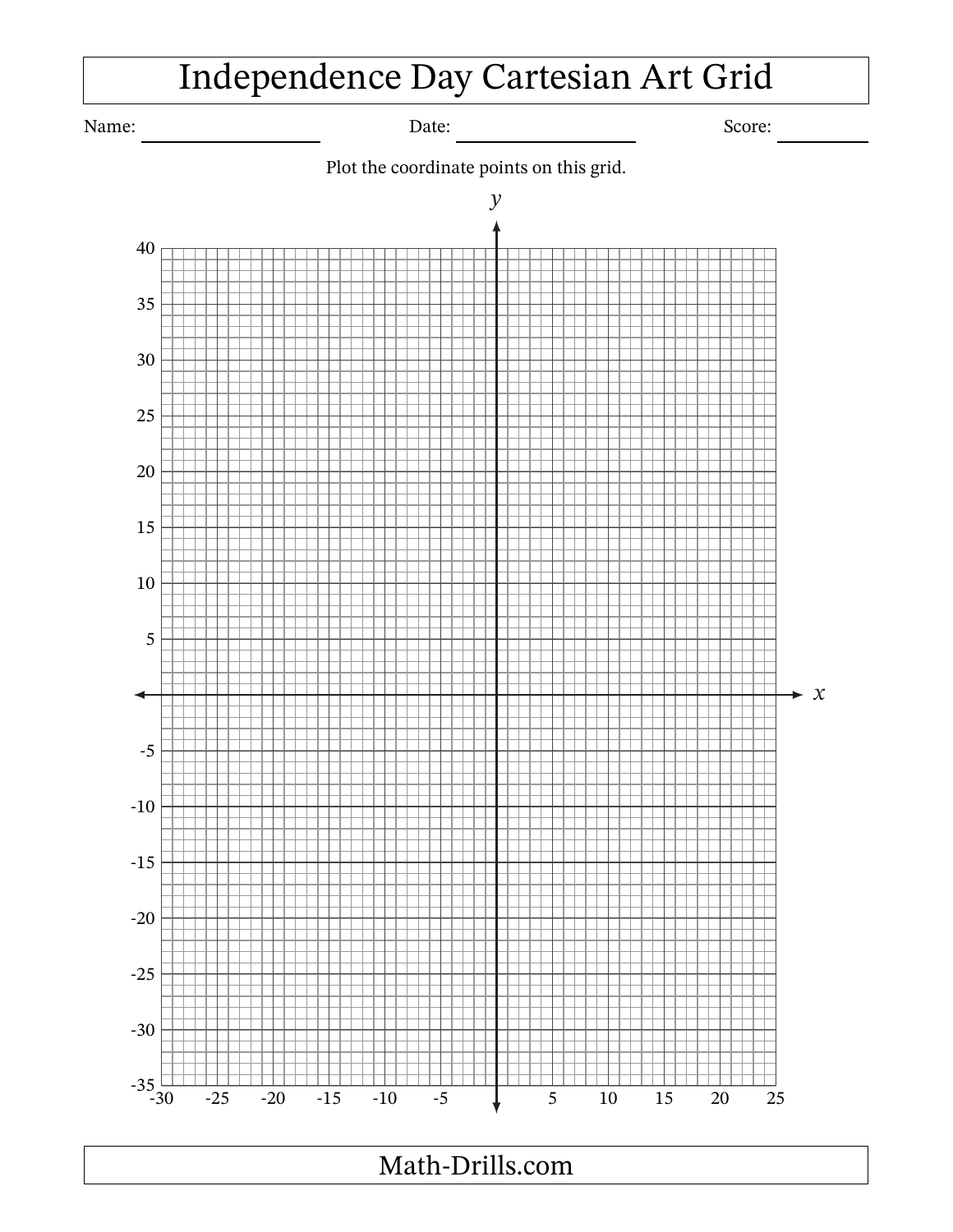# Independence Day Cartesian Art Grid

Name: ____________________ Date: ____________________ Score: __________

Plot the coordinate points on this grid.

y

x

40
35
30
25
20
15
10
5
-5
-10
-15
-20
-25
-30
-35

-30 -25 -20 -15 -10 -5 5 10 15 20 25

Math-Drills.com